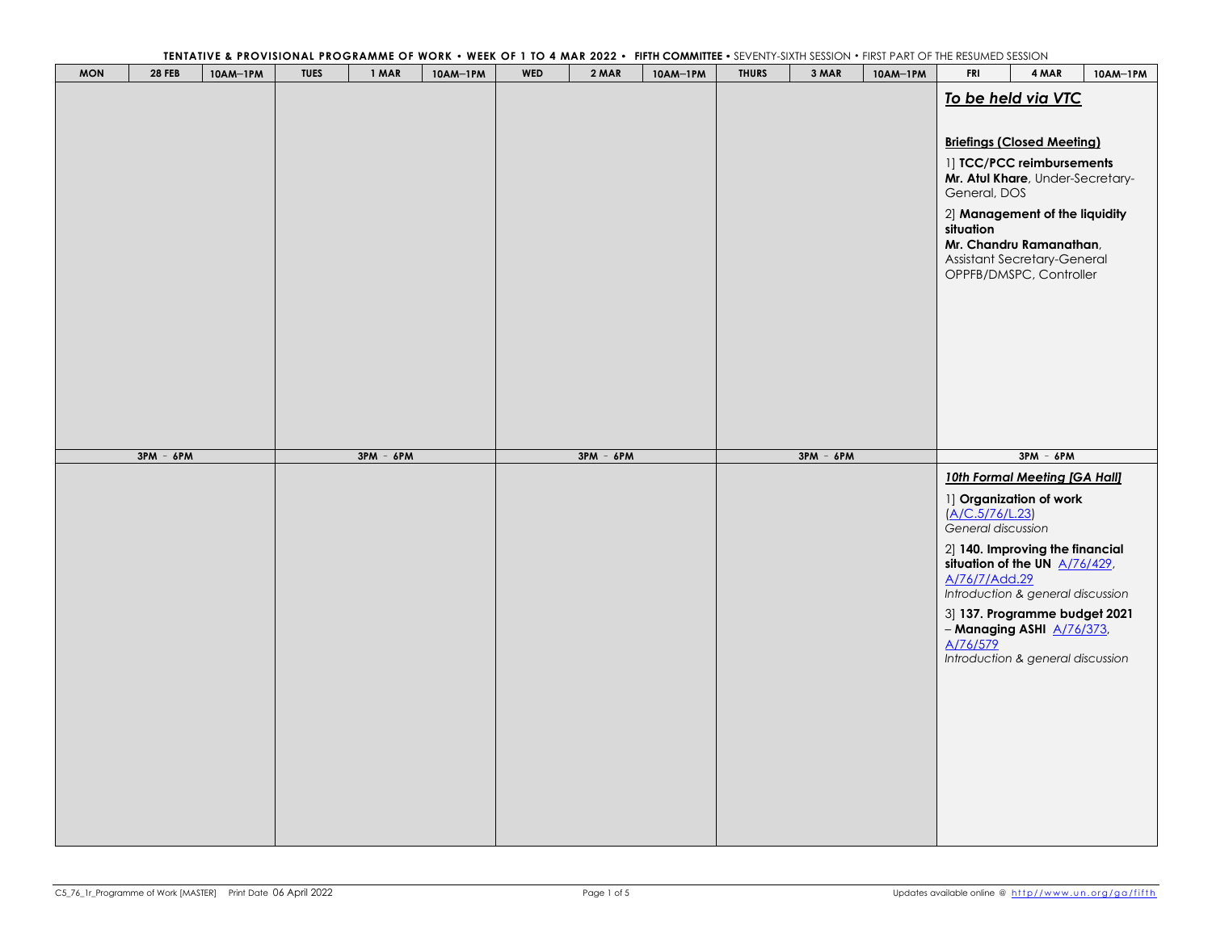**TENTATIVE & PROVISIONAL PROGRAMME OF WORK • WEEK OF 1 TO 4 MAR 2022 • FIFTH COMMITTEE** • SEVENTY-SIXTH SESSION • FIRST PART OF THE RESUMED SESSION

| MON | 28 FEB | 10AM–1PM | TUES | 1 MAR | 10AM–1PM | WED | 2 MAR | 10AM–1PM | THURS | 3 MAR | 10AM–1PM | FRI | 4 MAR | 10AM–1PM |
|---|---|---|---|---|---|---|---|---|---|---|---|---|---|---|
| | | | | | | | | | | | | ***To be held via VTC***<br><br>**Briefings (Closed Meeting)**<br><br>1] **TCC/PCC reimbursements**<br>**Mr. Atul Khare**, Under-Secretary-General, DOS<br><br>2] **Management of the liquidity situation**<br>**Mr. Chandru Ramanathan**, Assistant Secretary-General OPPFB/DMSPC, Controller | | |
| 3PM – 6PM | | | 3PM – 6PM | | | 3PM – 6PM | | | 3PM – 6PM | | | 3PM – 6PM | | |
| | | | | | | | | | | | | ***10th Formal Meeting [GA Hall]***<br><br>1] **Organization of work** (A/C.5/76/L.23)<br>*General discussion*<br><br>2] **140. Improving the financial situation of the UN** A/76/429, A/76/7/Add.29<br>*Introduction & general discussion*<br><br>3] **137. Programme budget 2021 – Managing ASHI** A/76/373, A/76/579<br>*Introduction & general discussion* | | |

C5_76_1r_Programme of Work [MASTER] Print Date 06 April 2022

Updates available online @ http://www.un.org/ga/fifth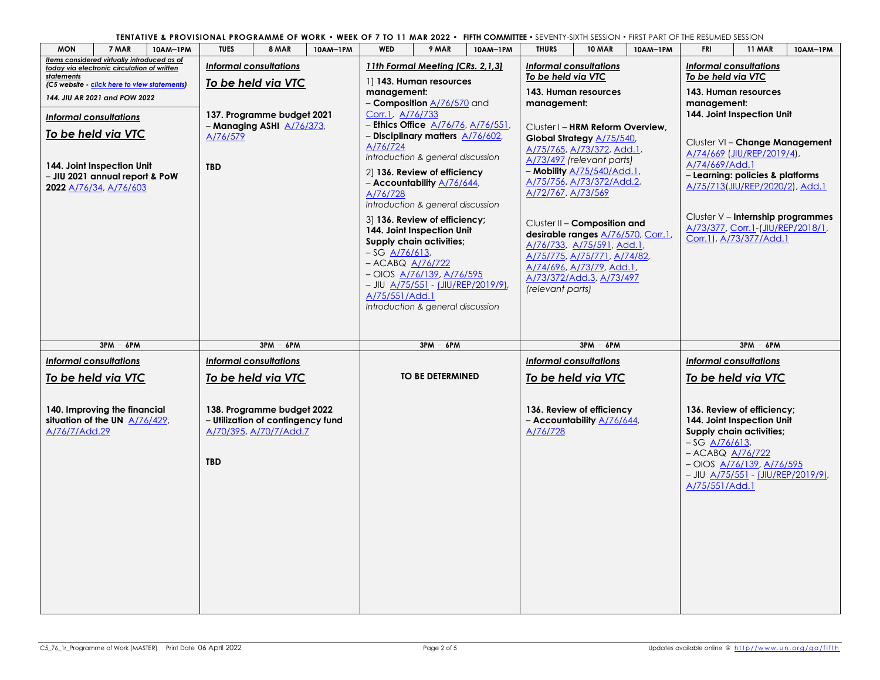**TENTATIVE & PROVISIONAL PROGRAMME OF WORK • WEEK OF 7 TO 11 MAR 2022 • FIFTH COMMITTEE** • SEVENTY-SIXTH SESSION • FIRST PART OF THE RESUMED SESSION

| MON 7 MAR 10AM–1PM | TUES 8 MAR 10AM–1PM | WED 9 MAR 10AM–1PM | THURS 10 MAR 10AM–1PM | FRI 11 MAR 10AM–1PM |
|---|---|---|---|---|
| ***Items considered virtually introduced as of today via electronic circulation of written statements*** ***(C5 website - click here to view statements)*** ***144. JIU AR 2021 and POW 2022*** <br><br> ***Informal consultations*** <br> ***To be held via VTC*** <br><br> **144. Joint Inspection Unit** <br> – **JIU 2021 annual report & PoW 2022** A/76/34, A/76/603 | ***Informal consultations*** <br> ***To be held via VTC*** <br><br> **137. Programme budget 2021** <br> – **Managing ASHI** A/76/373, A/76/579 <br><br> **TBD** | ***11th Formal Meeting [CRs. 2,1,3]*** <br><br> 1] **143. Human resources management:** <br> – **Composition** A/76/570 and Corr.1, A/76/733 <br> – **Ethics Office** A/76/76, A/76/551, <br> – **Disciplinary matters** A/76/602, A/76/724 <br> *Introduction & general discussion* <br><br> 2] **136. Review of efficiency** <br> – **Accountability** A/76/644, A/76/728 <br> *Introduction & general discussion* <br><br> 3] **136. Review of efficiency; 144. Joint Inspection Unit** <br> **Supply chain activities;** <br> – SG A/76/613, <br> – ACABQ A/76/722 <br> – OIOS A/76/139, A/76/595 <br> – JIU A/75/551 - (JIU/REP/2019/9), A/75/551/Add.1 <br> *Introduction & general discussion* | ***Informal consultations*** <br> ***To be held via VTC*** <br><br> **143. Human resources management:** <br><br> Cluster I – **HRM Reform Overview, Global Strategy** A/75/540, A/75/765, A/73/372, Add.1, A/73/497 *(relevant parts)* <br> – **Mobility** A/75/540/Add.1, A/75/756, A/73/372/Add.2, A/72/767, A/73/569 <br><br> Cluster II – **Composition and desirable ranges** A/76/570, Corr.1, A/76/733, A/75/591, Add.1, A/75/775, A/75/771, A/74/82, A/74/696, A/73/79, Add.1, A/73/372/Add.3, A/73/497 *(relevant parts)* | ***Informal consultations*** <br> ***To be held via VTC*** <br><br> **143. Human resources management:** <br> **144. Joint Inspection Unit** <br><br> Cluster VI – **Change Management** A/74/669 (JIU/REP/2019/4), A/74/669/Add.1 <br> – **Learning: policies & platforms** A/75/713(JIU/REP/2020/2), Add.1 <br><br> Cluster V – **Internship programmes** A/73/377, Corr.1-(JIU/REP/2018/1, Corr.1), A/73/377/Add.1 |
| **3PM - 6PM** | **3PM - 6PM** | **3PM - 6PM** | **3PM - 6PM** | **3PM - 6PM** |
| ***Informal consultations*** <br> ***To be held via VTC*** <br><br> **140. Improving the financial situation of the UN** A/76/429, A/76/7/Add.29 | ***Informal consultations*** <br> ***To be held via VTC*** <br><br> **138. Programme budget 2022** <br> – **Utilization of contingency fund** A/70/395, A/70/7/Add.7 <br><br> **TBD** | **TO BE DETERMINED** | ***Informal consultations*** <br> ***To be held via VTC*** <br><br> **136. Review of efficiency** <br> – **Accountability** A/76/644, A/76/728 | ***Informal consultations*** <br> ***To be held via VTC*** <br><br> **136. Review of efficiency; 144. Joint Inspection Unit** <br> **Supply chain activities;** <br> – SG A/76/613, <br> – ACABQ A/76/722 <br> – OIOS A/76/139, A/76/595 <br> – JIU A/75/551 - (JIU/REP/2019/9), A/75/551/Add.1 |

C5_76_1r_Programme of Work [MASTER] Print Date 06 April 2022

Updates available online @ http://www.un.org/ga/fifth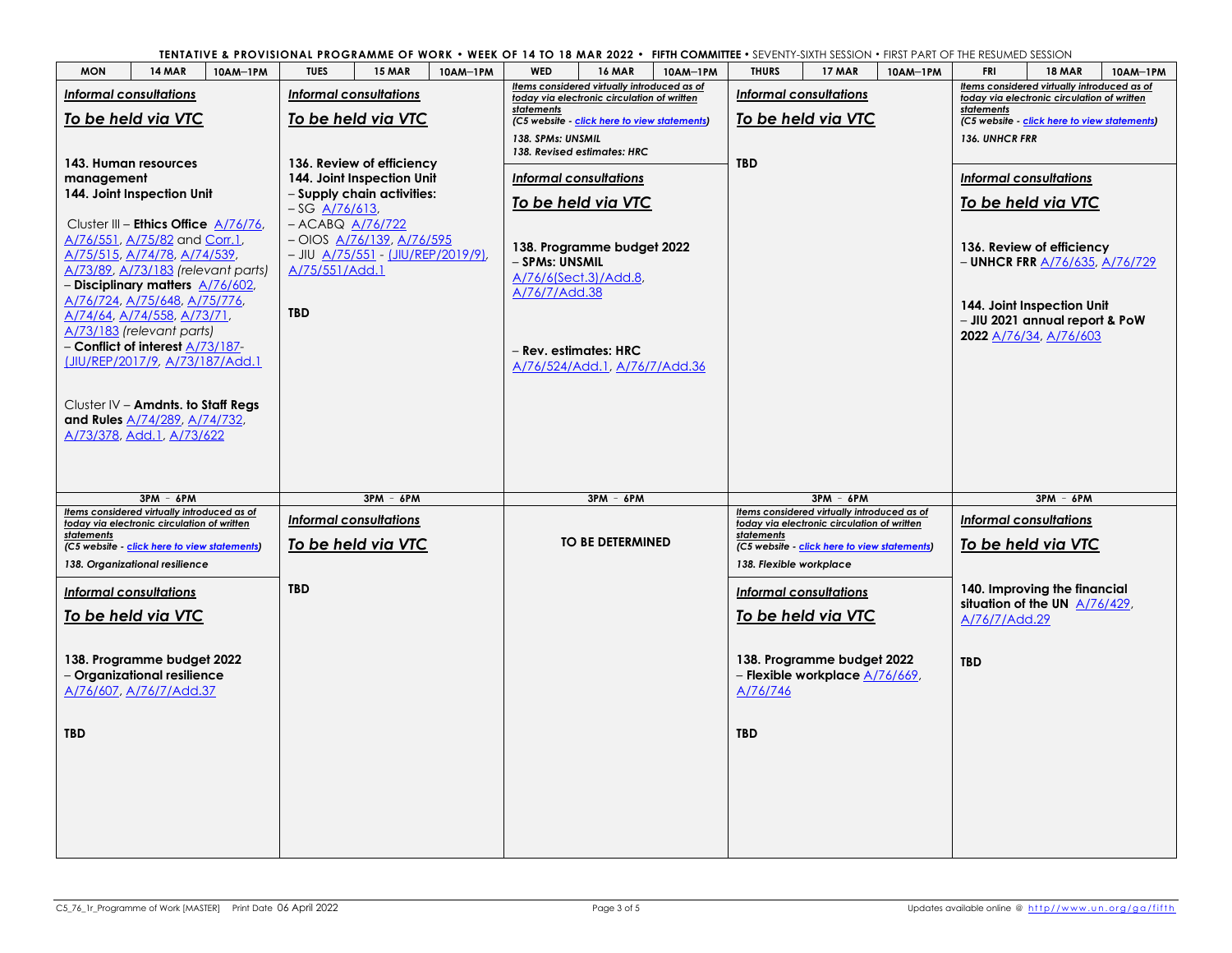**TENTATIVE & PROVISIONAL PROGRAMME OF WORK • WEEK OF 14 TO 18 MAR 2022 • FIFTH COMMITTEE** • SEVENTY-SIXTH SESSION • FIRST PART OF THE RESUMED SESSION

| MON 14 MAR 10AM–1PM | TUES 15 MAR 10AM–1PM | WED 16 MAR 10AM–1PM | THURS 17 MAR 10AM–1PM | FRI 18 MAR 10AM–1PM |
|---|---|---|---|---|
| ***Informal consultations*** <br> ***To be held via VTC*** <br><br> **143. Human resources management** <br> **144. Joint Inspection Unit** <br><br> Cluster III – **Ethics Office** A/76/76, A/76/551, A/75/82 and Corr.1, A/75/515, A/74/78, A/74/539, A/73/89, A/73/183 *(relevant parts)* <br> – **Disciplinary matters** A/76/602, A/76/724, A/75/648, A/75/776, A/74/64, A/74/558, A/73/71, A/73/183 *(relevant parts)* <br> – **Conflict of interest** A/73/187-(JIU/REP/2017/9, A/73/187/Add.1 <br><br> Cluster IV – **Amdnts. to Staff Regs and Rules** A/74/289, A/74/732, A/73/378, Add.1, A/73/622 | ***Informal consultations*** <br> ***To be held via VTC*** <br><br> **136. Review of efficiency** <br> **144. Joint Inspection Unit** <br> **– Supply chain activities:** <br> – SG A/76/613, <br> – ACABQ A/76/722 <br> – OIOS A/76/139, A/76/595 <br> – JIU A/75/551 - (JIU/REP/2019/9), A/75/551/Add.1 <br><br> **TBD** | ***Items considered virtually introduced as of today via electronic circulation of written statements*** <br> ***(C5 website - click here to view statements)*** <br> ***138. SPMs: UNSMIL*** <br> ***138. Revised estimates: HRC*** <br><br> ***Informal consultations*** <br> ***To be held via VTC*** <br><br> **138. Programme budget 2022** <br> **– SPMs: UNSMIL** <br> A/76/6(Sect.3)/Add.8, A/76/7/Add.38 <br><br> **– Rev. estimates: HRC** <br> A/76/524/Add.1, A/76/7/Add.36 | ***Informal consultations*** <br> ***To be held via VTC*** <br><br> **TBD** | ***Items considered virtually introduced as of today via electronic circulation of written statements*** <br> ***(C5 website - click here to view statements)*** <br> ***136. UNHCR FRR*** <br><br> ***Informal consultations*** <br> ***To be held via VTC*** <br><br> **136. Review of efficiency** <br> **– UNHCR FRR** A/76/635, A/76/729 <br><br> **144. Joint Inspection Unit** <br> **– JIU 2021 annual report & PoW 2022** A/76/34, A/76/603 |
| **3PM - 6PM** | **3PM - 6PM** | **3PM - 6PM** | **3PM - 6PM** | **3PM - 6PM** |
| ***Items considered virtually introduced as of today via electronic circulation of written statements*** <br> ***(C5 website - click here to view statements)*** <br> ***138. Organizational resilience*** <br><br> ***Informal consultations*** <br> ***To be held via VTC*** <br><br> **138. Programme budget 2022** <br> **– Organizational resilience** <br> A/76/607, A/76/7/Add.37 <br><br> **TBD** | ***Informal consultations*** <br> ***To be held via VTC*** <br><br> **TBD** | **TO BE DETERMINED** | ***Items considered virtually introduced as of today via electronic circulation of written statements*** <br> ***(C5 website - click here to view statements)*** <br> ***138. Flexible workplace*** <br><br> ***Informal consultations*** <br> ***To be held via VTC*** <br><br> **138. Programme budget 2022** <br> **– Flexible workplace** A/76/669, A/76/746 <br><br> **TBD** | ***Informal consultations*** <br> ***To be held via VTC*** <br><br> **140. Improving the financial situation of the UN** A/76/429, A/76/7/Add.29 <br><br> **TBD** |

C5_76_1r_Programme of Work [MASTER] Print Date 06 April 2022

Updates available online @ http://www.un.org/ga/fifth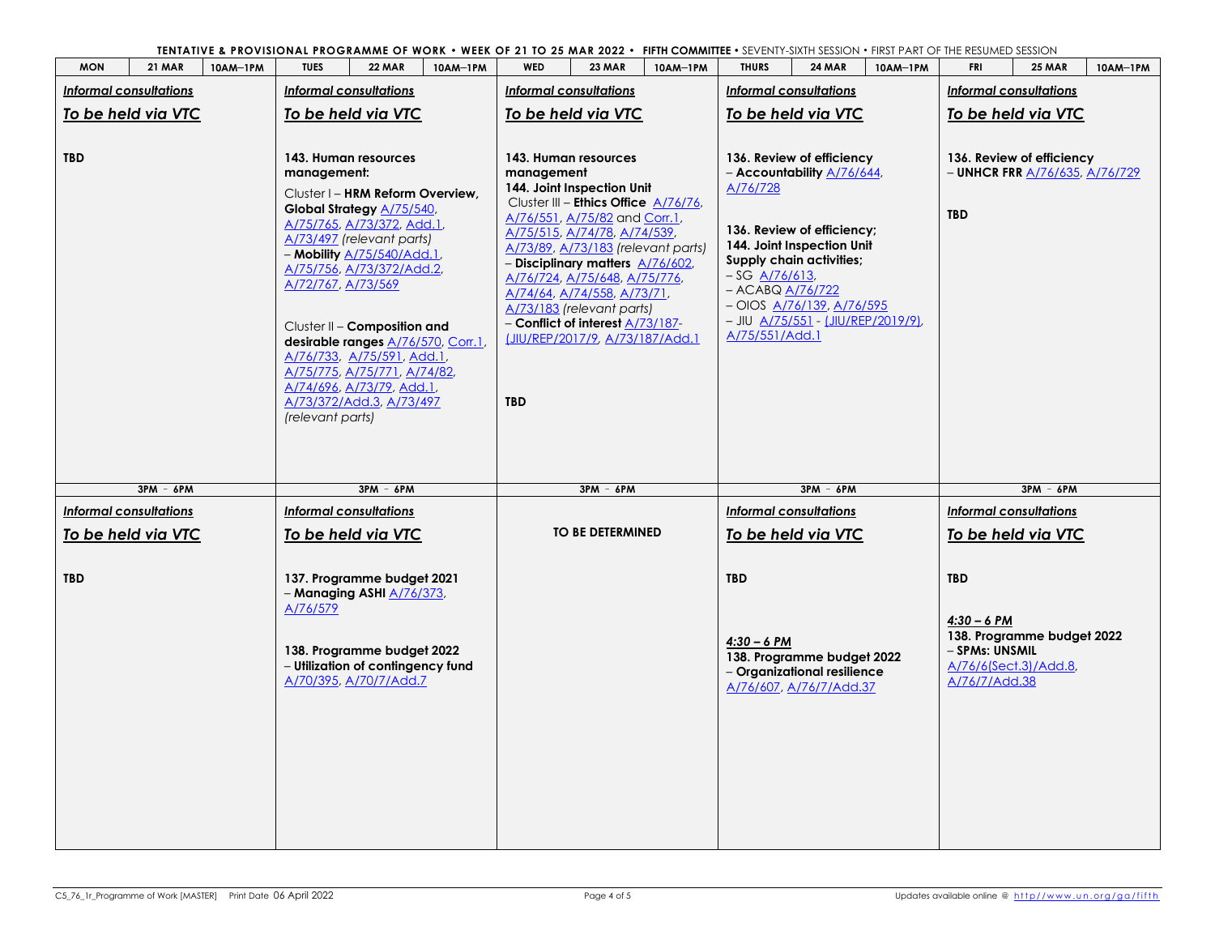**TENTATIVE & PROVISIONAL PROGRAMME OF WORK • WEEK OF 21 TO 25 MAR 2022 • FIFTH COMMITTEE** • SEVENTY-SIXTH SESSION • FIRST PART OF THE RESUMED SESSION

| MON 21 MAR 10AM–1PM | TUES 22 MAR 10AM–1PM | WED 23 MAR 10AM–1PM | THURS 24 MAR 10AM–1PM | FRI 25 MAR 10AM–1PM |
|---|---|---|---|---|
| *Informal consultations*<br>*To be held via VTC*<br><br>**TBD** | *Informal consultations*<br>*To be held via VTC*<br><br>**143. Human resources management:**<br>Cluster I – **HRM Reform Overview, Global Strategy** A/75/540, A/75/765, A/73/372, Add.1, A/73/497 *(relevant parts)*<br>– **Mobility** A/75/540/Add.1, A/75/756, A/73/372/Add.2, A/72/767, A/73/569<br><br>Cluster II – **Composition and desirable ranges** A/76/570, Corr.1, A/76/733, A/75/591, Add.1, A/75/775, A/75/771, A/74/82, A/74/696, A/73/79, Add.1, A/73/372/Add.3, A/73/497 *(relevant parts)* | *Informal consultations*<br>*To be held via VTC*<br><br>**143. Human resources management**<br>**144. Joint Inspection Unit**<br>Cluster III – **Ethics Office** A/76/76, A/76/551, A/75/82 and Corr.1, A/75/515, A/74/78, A/74/539, A/73/89, A/73/183 *(relevant parts)*<br>– **Disciplinary matters** A/76/602, A/76/724, A/75/648, A/75/776, A/74/64, A/74/558, A/73/71, A/73/183 *(relevant parts)*<br>– **Conflict of interest** A/73/187- (JIU/REP/2017/9, A/73/187/Add.1<br><br>**TBD** | *Informal consultations*<br>*To be held via VTC*<br><br>**136. Review of efficiency**<br>– **Accountability** A/76/644, A/76/728<br><br>**136. Review of efficiency;**<br>**144. Joint Inspection Unit**<br>**Supply chain activities;**<br>– SG A/76/613,<br>– ACABQ A/76/722<br>– OIOS A/76/139, A/76/595<br>– JIU A/75/551 - (JIU/REP/2019/9), A/75/551/Add.1 | *Informal consultations*<br>*To be held via VTC*<br><br>**136. Review of efficiency**<br>– **UNHCR FRR** A/76/635, A/76/729<br><br>**TBD** |
| **3PM - 6PM** | **3PM - 6PM** | **3PM - 6PM** | **3PM - 6PM** | **3PM - 6PM** |
| *Informal consultations*<br>*To be held via VTC*<br><br>**TBD** | *Informal consultations*<br>*To be held via VTC*<br><br>**137. Programme budget 2021**<br>– **Managing ASHI** A/76/373, A/76/579<br><br>**138. Programme budget 2022**<br>– **Utilization of contingency fund** A/70/395, A/70/7/Add.7 | **TO BE DETERMINED** | *Informal consultations*<br>*To be held via VTC*<br><br>**TBD**<br><br>*4:30 – 6 PM*<br>**138. Programme budget 2022**<br>– **Organizational resilience** A/76/607, A/76/7/Add.37 | *Informal consultations*<br>*To be held via VTC*<br><br>**TBD**<br><br>*4:30 – 6 PM*<br>**138. Programme budget 2022**<br>– **SPMs: UNSMIL** A/76/6(Sect.3)/Add.8, A/76/7/Add.38 |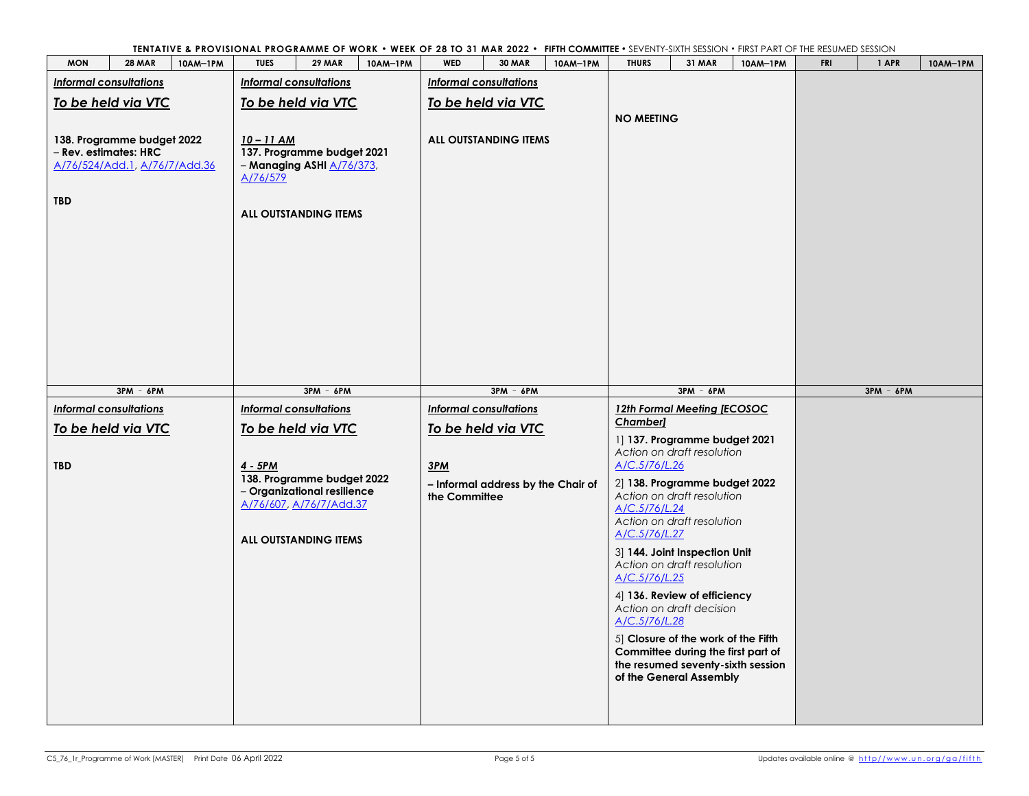**TENTATIVE & PROVISIONAL PROGRAMME OF WORK • WEEK OF 28 TO 31 MAR 2022 • FIFTH COMMITTEE** • SEVENTY-SIXTH SESSION • FIRST PART OF THE RESUMED SESSION

| MON 28 MAR | TUES 29 MAR | WED 30 MAR | THURS 31 MAR | FRI 1 APR |
|---|---|---|---|---|
| **10AM–1PM** | **10AM–1PM** | **10AM–1PM** | **10AM–1PM** | **10AM–1PM** |
| ***Informal consultations*** <br> ***To be held via VTC*** <br><br> **138. Programme budget 2022** – **Rev. estimates: HRC** A/76/524/Add.1, A/76/7/Add.36 <br><br> **TBD** | ***Informal consultations*** <br> ***To be held via VTC*** <br><br> ***10 – 11 AM*** <br> **137. Programme budget 2021** – **Managing ASHI** A/76/373, A/76/579 <br><br> **ALL OUTSTANDING ITEMS** | ***Informal consultations*** <br> ***To be held via VTC*** <br><br> **ALL OUTSTANDING ITEMS** | **NO MEETING** | |
| **3PM - 6PM** | **3PM - 6PM** | **3PM - 6PM** | **3PM - 6PM** | **3PM - 6PM** |
| ***Informal consultations*** <br> ***To be held via VTC*** <br><br> **TBD** | ***Informal consultations*** <br> ***To be held via VTC*** <br><br> ***4 - 5PM*** <br> **138. Programme budget 2022** – **Organizational resilience** A/76/607, A/76/7/Add.37 <br><br> **ALL OUTSTANDING ITEMS** | ***Informal consultations*** <br> ***To be held via VTC*** <br><br> ***3PM*** <br> **– Informal address by the Chair of the Committee** | ***12th Formal Meeting [ECOSOC Chamber]*** <br> 1] **137. Programme budget 2021** *Action on draft resolution* *A/C.5/76/L.26* <br> 2] **138. Programme budget 2022** *Action on draft resolution* *A/C.5/76/L.24* *Action on draft resolution* *A/C.5/76/L.27* <br> 3] **144. Joint Inspection Unit** *Action on draft resolution* *A/C.5/76/L.25* <br> 4] **136. Review of efficiency** *Action on draft decision* *A/C.5/76/L.28* <br> 5] **Closure of the work of the Fifth Committee during the first part of the resumed seventy-sixth session of the General Assembly** | |

C5_76_1r_Programme of Work [MASTER] Print Date 06 April 2022

Updates available online @ http://www.un.org/ga/fifth